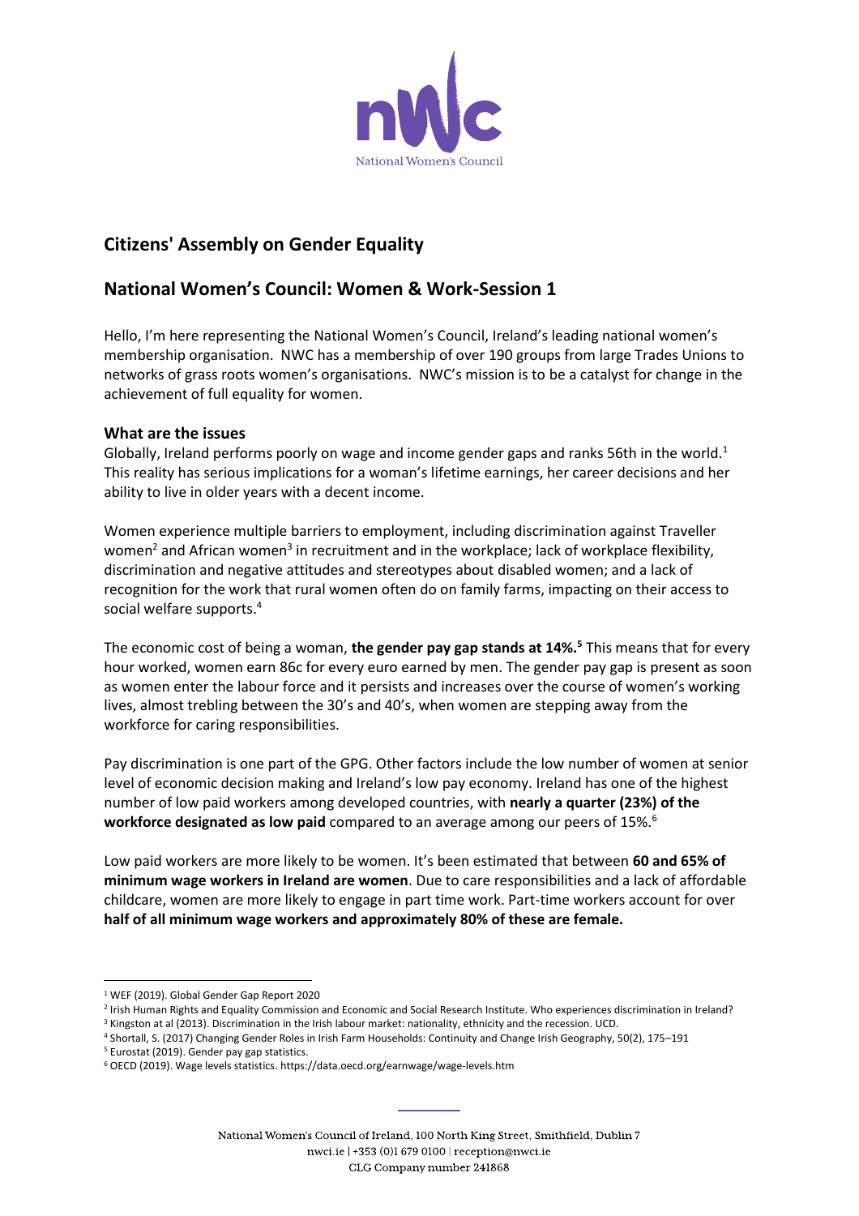# Citizens' Assembly on Gender Equality

## National Women's Council: Women & Work-Session 1

Hello, I'm here representing the National Women's Council, Ireland's leading national women's membership organisation. NWC has a membership of over 190 groups from large Trades Unions to networks of grass roots women's organisations. NWC's mission is to be a catalyst for change in the achievement of full equality for women.

### What are the issues

Globally, Ireland performs poorly on wage and income gender gaps and ranks 56th in the world.[1] This reality has serious implications for a woman's lifetime earnings, her career decisions and her ability to live in older years with a decent income.

Women experience multiple barriers to employment, including discrimination against Traveller women[2] and African women[3] in recruitment and in the workplace; lack of workplace flexibility, discrimination and negative attitudes and stereotypes about disabled women; and a lack of recognition for the work that rural women often do on family farms, impacting on their access to social welfare supports.[4]

The economic cost of being a woman, **the gender pay gap stands at 14%.[5]** This means that for every hour worked, women earn 86c for every euro earned by men. The gender pay gap is present as soon as women enter the labour force and it persists and increases over the course of women's working lives, almost trebling between the 30's and 40's, when women are stepping away from the workforce for caring responsibilities.

Pay discrimination is one part of the GPG. Other factors include the low number of women at senior level of economic decision making and Ireland's low pay economy. Ireland has one of the highest number of low paid workers among developed countries, with **nearly a quarter (23%) of the workforce designated as low paid** compared to an average among our peers of 15%.[6]

Low paid workers are more likely to be women. It's been estimated that between **60 and 65% of minimum wage workers in Ireland are women**. Due to care responsibilities and a lack of affordable childcare, women are more likely to engage in part time work. Part-time workers account for over **half of all minimum wage workers and approximately 80% of these are female.**

---

[1] WEF (2019). Global Gender Gap Report 2020

[2] Irish Human Rights and Equality Commission and Economic and Social Research Institute. Who experiences discrimination in Ireland?

[3] Kingston at al (2013). Discrimination in the Irish labour market: nationality, ethnicity and the recession. UCD.

[4] Shortall, S. (2017) Changing Gender Roles in Irish Farm Households: Continuity and Change Irish Geography, 50(2), 175–191

[5] Eurostat (2019). Gender pay gap statistics.

[6] OECD (2019). Wage levels statistics. https://data.oecd.org/earnwage/wage-levels.htm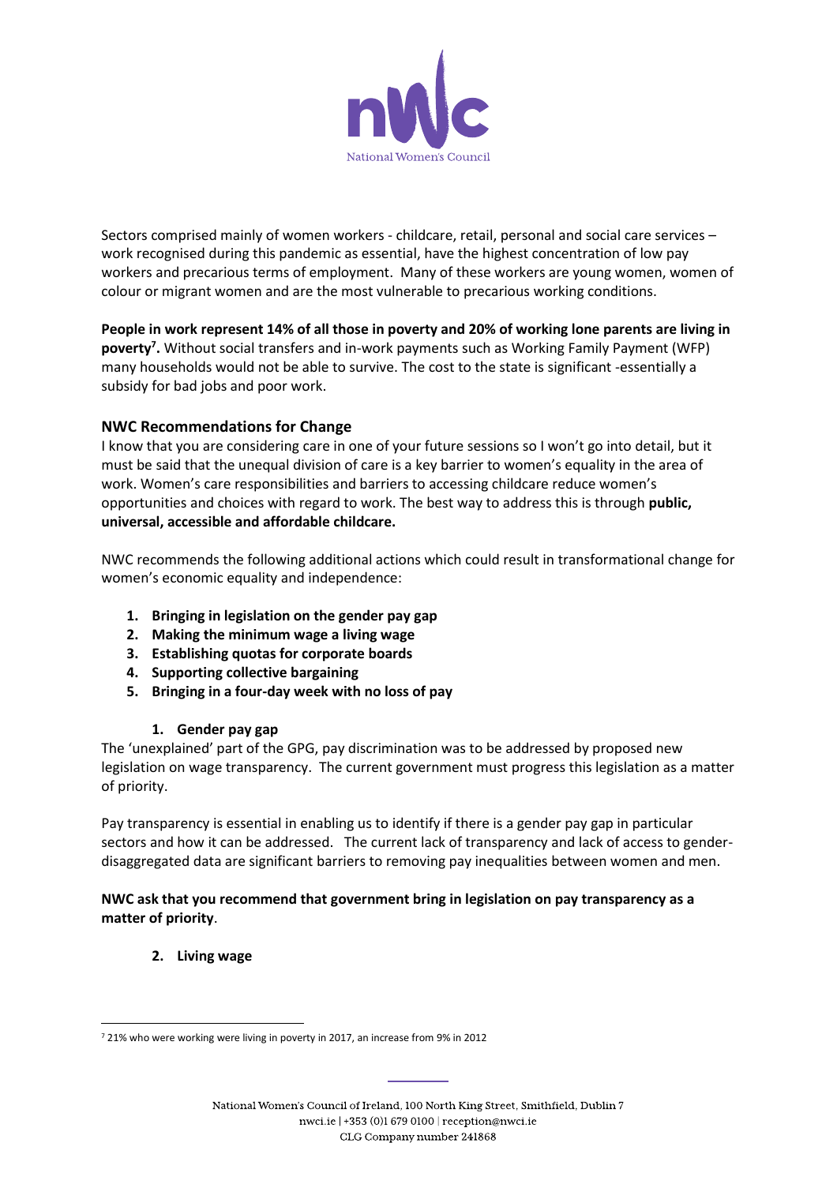Sectors comprised mainly of women workers - childcare, retail, personal and social care services – work recognised during this pandemic as essential, have the highest concentration of low pay workers and precarious terms of employment. Many of these workers are young women, women of colour or migrant women and are the most vulnerable to precarious working conditions.

**People in work represent 14% of all those in poverty and 20% of working lone parents are living in poverty[7].** Without social transfers and in-work payments such as Working Family Payment (WFP) many households would not be able to survive. The cost to the state is significant -essentially a subsidy for bad jobs and poor work.

## NWC Recommendations for Change

I know that you are considering care in one of your future sessions so I won't go into detail, but it must be said that the unequal division of care is a key barrier to women's equality in the area of work. Women's care responsibilities and barriers to accessing childcare reduce women's opportunities and choices with regard to work. The best way to address this is through **public, universal, accessible and affordable childcare.**

NWC recommends the following additional actions which could result in transformational change for women's economic equality and independence:

1. **Bringing in legislation on the gender pay gap**
2. **Making the minimum wage a living wage**
3. **Establishing quotas for corporate boards**
4. **Supporting collective bargaining**
5. **Bringing in a four-day week with no loss of pay**

### 1. Gender pay gap

The 'unexplained' part of the GPG, pay discrimination was to be addressed by proposed new legislation on wage transparency. The current government must progress this legislation as a matter of priority.

Pay transparency is essential in enabling us to identify if there is a gender pay gap in particular sectors and how it can be addressed. The current lack of transparency and lack of access to gender-disaggregated data are significant barriers to removing pay inequalities between women and men.

**NWC ask that you recommend that government bring in legislation on pay transparency as a matter of priority**.

### 2. Living wage

[7] 21% who were working were living in poverty in 2017, an increase from 9% in 2012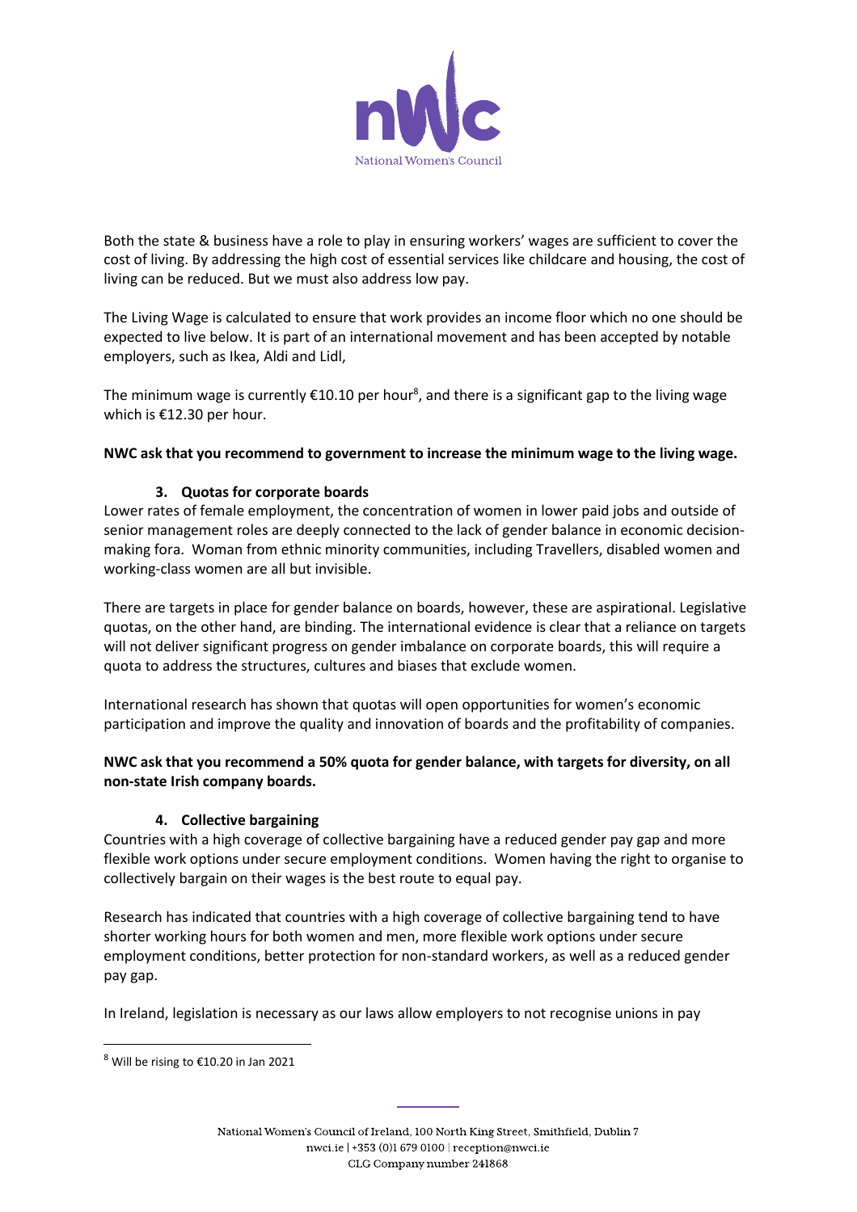Both the state & business have a role to play in ensuring workers' wages are sufficient to cover the cost of living. By addressing the high cost of essential services like childcare and housing, the cost of living can be reduced. But we must also address low pay.

The Living Wage is calculated to ensure that work provides an income floor which no one should be expected to live below. It is part of an international movement and has been accepted by notable employers, such as Ikea, Aldi and Lidl,

The minimum wage is currently €10.10 per hour[8], and there is a significant gap to the living wage which is €12.30 per hour.

**NWC ask that you recommend to government to increase the minimum wage to the living wage.**

### 3. Quotas for corporate boards

Lower rates of female employment, the concentration of women in lower paid jobs and outside of senior management roles are deeply connected to the lack of gender balance in economic decision-making fora. Woman from ethnic minority communities, including Travellers, disabled women and working-class women are all but invisible.

There are targets in place for gender balance on boards, however, these are aspirational. Legislative quotas, on the other hand, are binding. The international evidence is clear that a reliance on targets will not deliver significant progress on gender imbalance on corporate boards, this will require a quota to address the structures, cultures and biases that exclude women.

International research has shown that quotas will open opportunities for women's economic participation and improve the quality and innovation of boards and the profitability of companies.

**NWC ask that you recommend a 50% quota for gender balance, with targets for diversity, on all non-state Irish company boards.**

### 4. Collective bargaining

Countries with a high coverage of collective bargaining have a reduced gender pay gap and more flexible work options under secure employment conditions. Women having the right to organise to collectively bargain on their wages is the best route to equal pay.

Research has indicated that countries with a high coverage of collective bargaining tend to have shorter working hours for both women and men, more flexible work options under secure employment conditions, better protection for non-standard workers, as well as a reduced gender pay gap.

In Ireland, legislation is necessary as our laws allow employers to not recognise unions in pay

[8] Will be rising to €10.20 in Jan 2021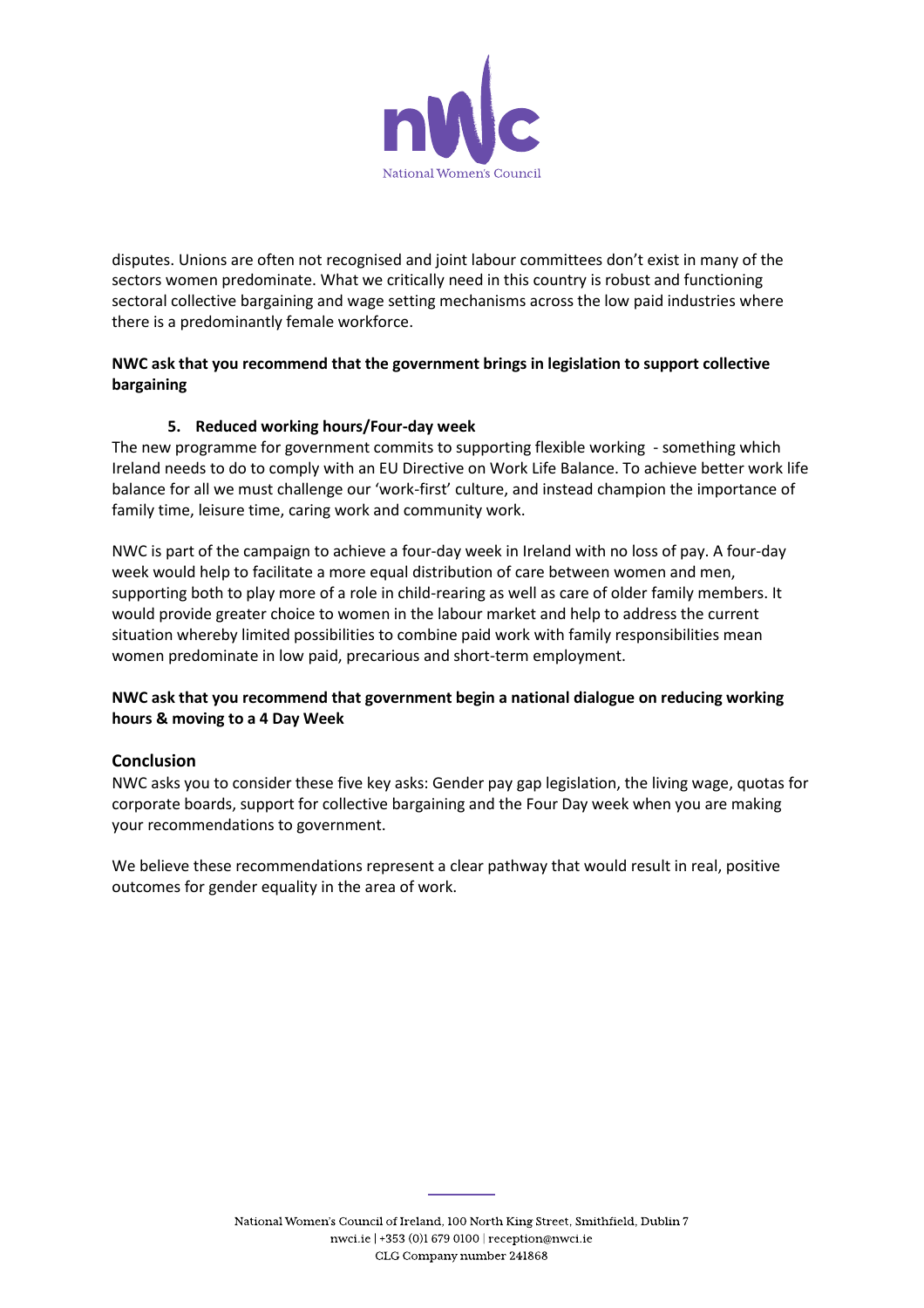disputes. Unions are often not recognised and joint labour committees don't exist in many of the sectors women predominate. What we critically need in this country is robust and functioning sectoral collective bargaining and wage setting mechanisms across the low paid industries where there is a predominantly female workforce.

**NWC ask that you recommend that the government brings in legislation to support collective bargaining**

### 5. Reduced working hours/Four-day week

The new programme for government commits to supporting flexible working - something which Ireland needs to do to comply with an EU Directive on Work Life Balance. To achieve better work life balance for all we must challenge our 'work-first' culture, and instead champion the importance of family time, leisure time, caring work and community work.

NWC is part of the campaign to achieve a four-day week in Ireland with no loss of pay. A four-day week would help to facilitate a more equal distribution of care between women and men, supporting both to play more of a role in child-rearing as well as care of older family members. It would provide greater choice to women in the labour market and help to address the current situation whereby limited possibilities to combine paid work with family responsibilities mean women predominate in low paid, precarious and short-term employment.

**NWC ask that you recommend that government begin a national dialogue on reducing working hours & moving to a 4 Day Week**

## Conclusion

NWC asks you to consider these five key asks: Gender pay gap legislation, the living wage, quotas for corporate boards, support for collective bargaining and the Four Day week when you are making your recommendations to government.

We believe these recommendations represent a clear pathway that would result in real, positive outcomes for gender equality in the area of work.